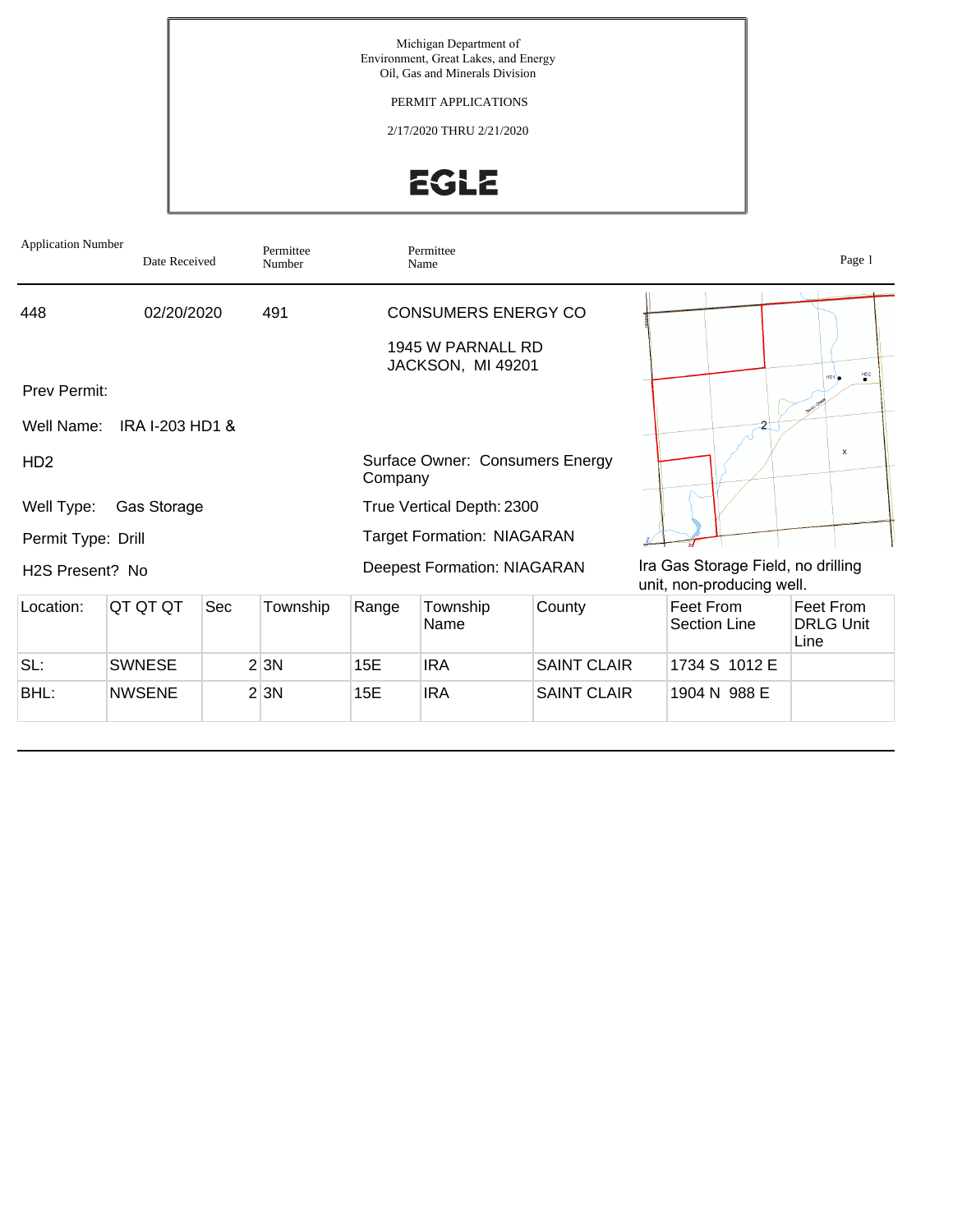Michigan Department of
Environment, Great Lakes, and Energy
Oil, Gas and Minerals Division

PERMIT APPLICATIONS

2/17/2020 THRU 2/21/2020

EGLE

| Application Number | Date Received | Permittee Number | Permittee Name |
|---|---|---|---|
| 448 | 02/20/2020 | 491 | CONSUMERS ENERGY CO |

1945 W PARNALL RD
JACKSON, MI 49201

Prev Permit:

Well Name: IRA I-203 HD1 & HD2

Well Type: Gas Storage

Permit Type: Drill

H2S Present? No

Surface Owner: Consumers Energy Company

True Vertical Depth: 2300

Target Formation: NIAGARAN

Deepest Formation: NIAGARAN

Ira Gas Storage Field, no drilling unit, non-producing well.

| Location: | QT QT QT | Sec | Township | Range | Township Name | County | Feet From Section Line | Feet From DRLG Unit Line |
|---|---|---|---|---|---|---|---|---|
| SL: | SWNESE | 2 | 3N | 15E | IRA | SAINT CLAIR | 1734 S 1012 E | |
| BHL: | NWSENE | 2 | 3N | 15E | IRA | SAINT CLAIR | 1904 N 988 E | |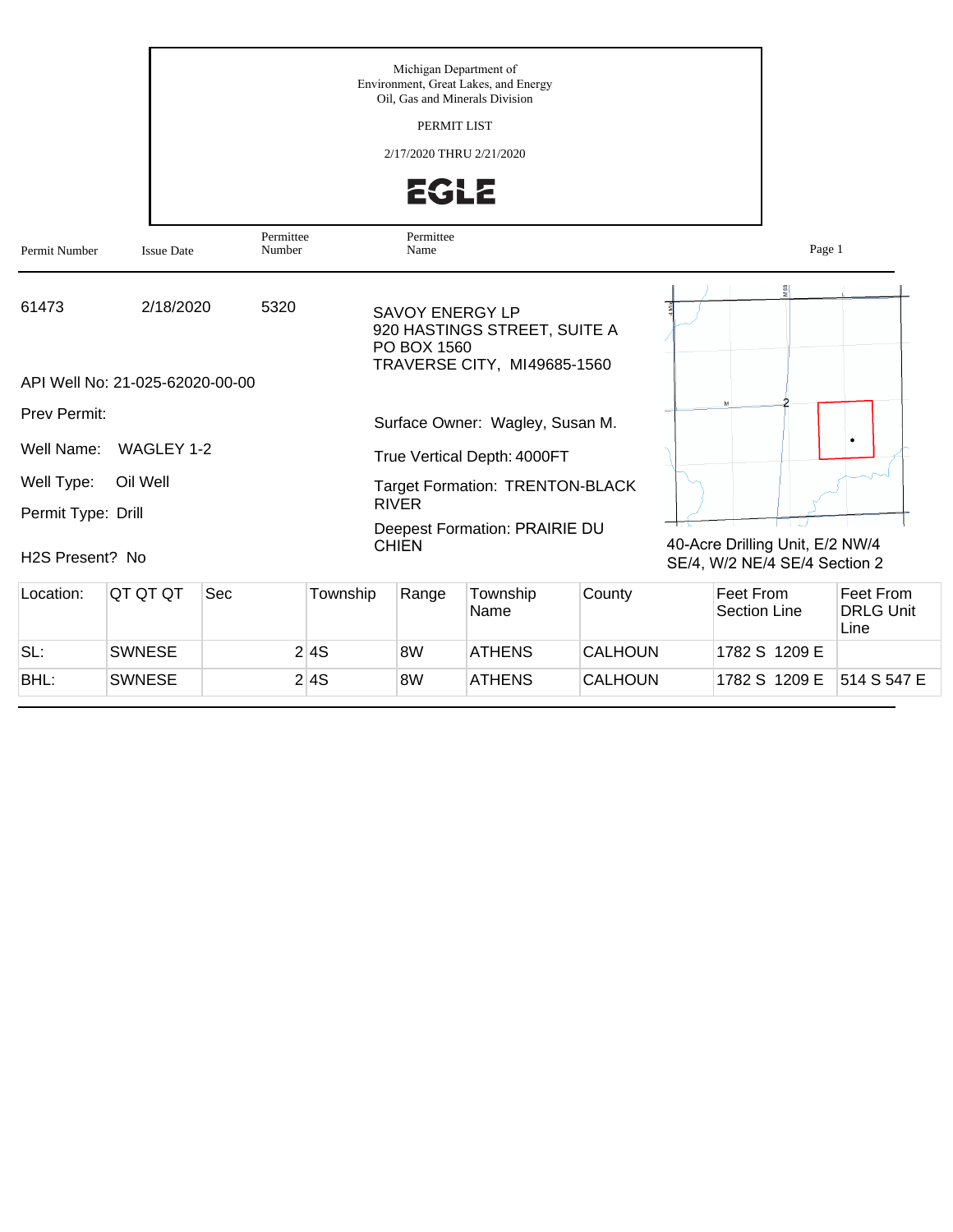Michigan Department of
Environment, Great Lakes, and Energy
Oil, Gas and Minerals Division

PERMIT LIST

2/17/2020 THRU 2/21/2020

EGLE

| Permit Number | Issue Date | Permittee Number | Permittee Name |
|---|---|---|---|
| 61473 | 2/18/2020 | 5320 | SAVOY ENERGY LP<br>920 HASTINGS STREET, SUITE A<br>PO BOX 1560<br>TRAVERSE CITY, MI49685-1560 |

API Well No: 21-025-62020-00-00

Prev Permit:

Well Name: WAGLEY 1-2

Well Type: Oil Well

Permit Type: Drill

H2S Present? No

Surface Owner: Wagley, Susan M.

True Vertical Depth: 4000FT

Target Formation: TRENTON-BLACK RIVER

Deepest Formation: PRAIRIE DU CHIEN

40-Acre Drilling Unit, E/2 NW/4 SE/4, W/2 NE/4 SE/4 Section 2

| Location: | QT QT QT | Sec | Township | Range | Township Name | County | Feet From Section Line | Feet From DRLG Unit Line |
|---|---|---|---|---|---|---|---|---|
| SL: | SWNESE | 2 | 4S | 8W | ATHENS | CALHOUN | 1782 S 1209 E | |
| BHL: | SWNESE | 2 | 4S | 8W | ATHENS | CALHOUN | 1782 S 1209 E | 514 S 547 E |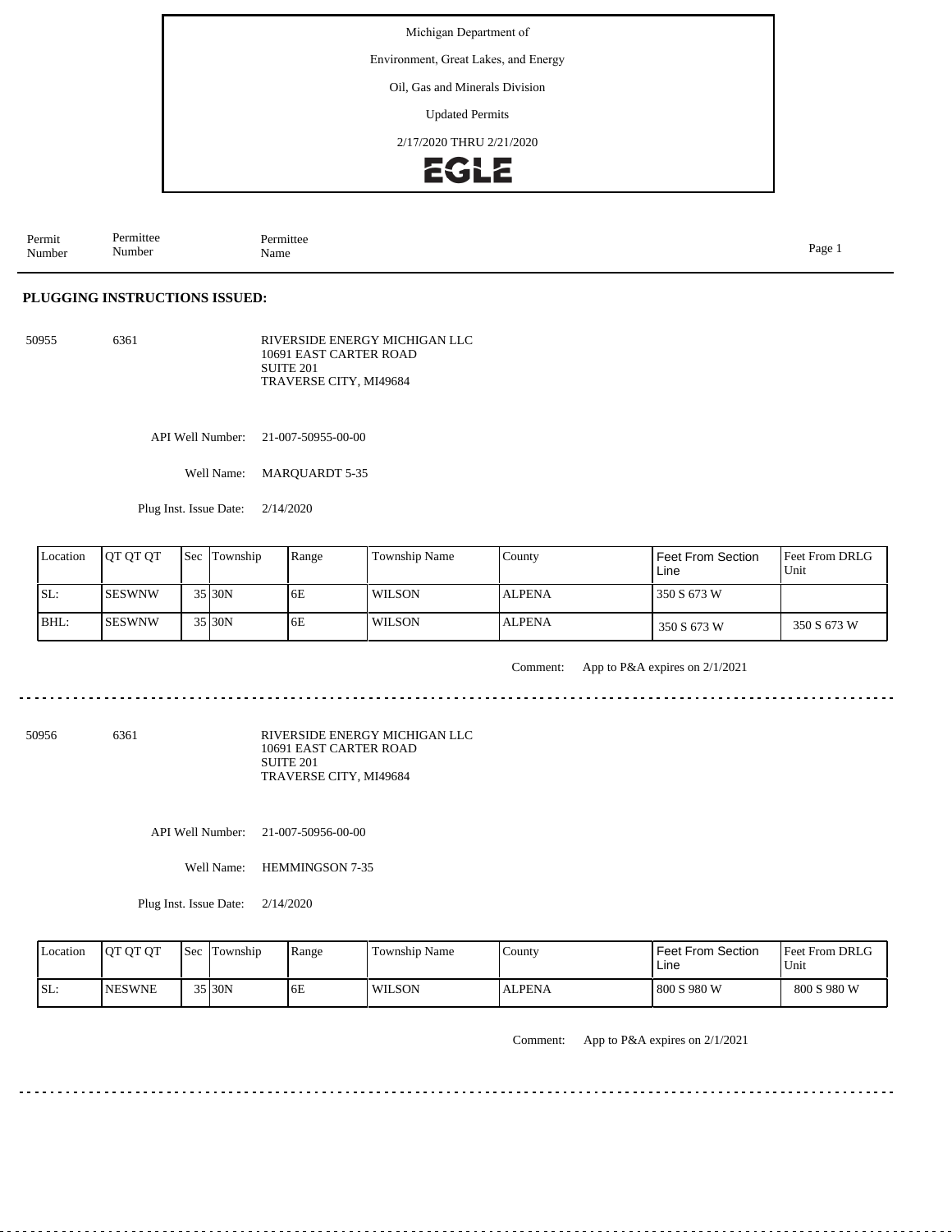Michigan Department of

Environment, Great Lakes, and Energy

Oil, Gas and Minerals Division

Updated Permits

2/17/2020 THRU 2/21/2020

EGLE

| Permit Number | Permittee Number | Permittee Name |
|---|---|---|

## PLUGGING INSTRUCTIONS ISSUED:

50955 6361 RIVERSIDE ENERGY MICHIGAN LLC
10691 EAST CARTER ROAD
SUITE 201
TRAVERSE CITY, MI49684

API Well Number: 21-007-50955-00-00

Well Name: MARQUARDT 5-35

Plug Inst. Issue Date: 2/14/2020

| Location | QT QT QT | Sec | Township | Range | Township Name | County | Feet From Section Line | Feet From DRLG Unit |
|---|---|---|---|---|---|---|---|---|
| SL: | SESWNW | 35 | 30N | 6E | WILSON | ALPENA | 350 S 673 W | |
| BHL: | SESWNW | 35 | 30N | 6E | WILSON | ALPENA | 350 S 673 W | 350 S 673 W |

Comment: App to P&A expires on 2/1/2021

---

50956 6361 RIVERSIDE ENERGY MICHIGAN LLC
10691 EAST CARTER ROAD
SUITE 201
TRAVERSE CITY, MI49684

API Well Number: 21-007-50956-00-00

Well Name: HEMMINGSON 7-35

Plug Inst. Issue Date: 2/14/2020

| Location | QT QT QT | Sec | Township | Range | Township Name | County | Feet From Section Line | Feet From DRLG Unit |
|---|---|---|---|---|---|---|---|---|
| SL: | NESWNE | 35 | 30N | 6E | WILSON | ALPENA | 800 S 980 W | 800 S 980 W |

Comment: App to P&A expires on 2/1/2021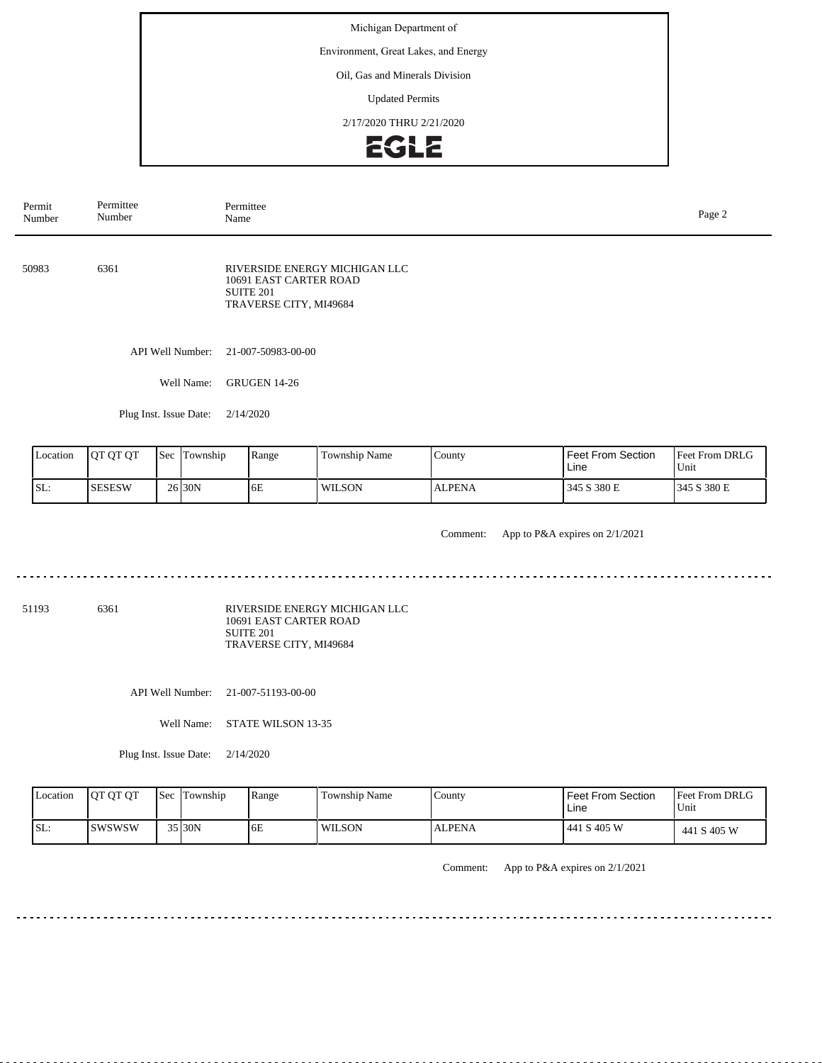Michigan Department of

Environment, Great Lakes, and Energy

Oil, Gas and Minerals Division

Updated Permits

2/17/2020 THRU 2/21/2020

EGLE

| Permit Number | Permittee Number | Permittee Name |
|---|---|---|

---

**50983** 6361

RIVERSIDE ENERGY MICHIGAN LLC
10691 EAST CARTER ROAD
SUITE 201
TRAVERSE CITY, MI49684

API Well Number: 21-007-50983-00-00

Well Name: GRUGEN 14-26

Plug Inst. Issue Date: 2/14/2020

| Location | QT QT QT | Sec | Township | Range | Township Name | County | Feet From Section Line | Feet From DRLG Unit |
|---|---|---|---|---|---|---|---|---|
| SL: | SESESW | 26 | 30N | 6E | WILSON | ALPENA | 345 S 380 E | 345 S 380 E |

Comment: App to P&A expires on 2/1/2021

---

**51193** 6361

RIVERSIDE ENERGY MICHIGAN LLC
10691 EAST CARTER ROAD
SUITE 201
TRAVERSE CITY, MI49684

API Well Number: 21-007-51193-00-00

Well Name: STATE WILSON 13-35

Plug Inst. Issue Date: 2/14/2020

| Location | QT QT QT | Sec | Township | Range | Township Name | County | Feet From Section Line | Feet From DRLG Unit |
|---|---|---|---|---|---|---|---|---|
| SL: | SWSWSW | 35 | 30N | 6E | WILSON | ALPENA | 441 S 405 W | 441 S 405 W |

Comment: App to P&A expires on 2/1/2021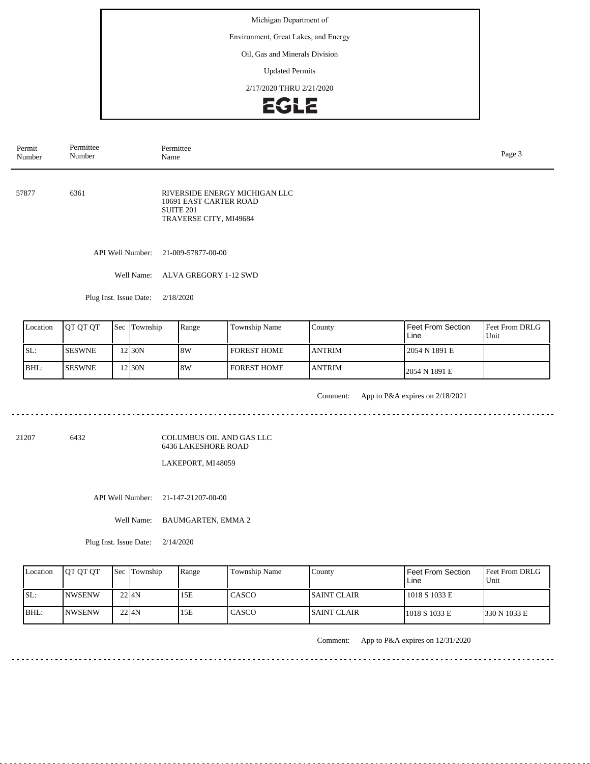Michigan Department of

Environment, Great Lakes, and Energy

Oil, Gas and Minerals Division

Updated Permits

2/17/2020 THRU 2/21/2020

EGLE

| Permit Number | Permittee Number | Permittee Name |
|---|---|---|

57877 6361 RIVERSIDE ENERGY MICHIGAN LLC
10691 EAST CARTER ROAD
SUITE 201
TRAVERSE CITY, MI49684

API Well Number: 21-009-57877-00-00

Well Name: ALVA GREGORY 1-12 SWD

Plug Inst. Issue Date: 2/18/2020

| Location | QT QT QT | Sec | Township | Range | Township Name | County | Feet From Section Line | Feet From DRLG Unit |
|---|---|---|---|---|---|---|---|---|
| SL: | SESWNE | 12 | 30N | 8W | FOREST HOME | ANTRIM | 2054 N 1891 E | |
| BHL: | SESWNE | 12 | 30N | 8W | FOREST HOME | ANTRIM | 2054 N 1891 E | |

Comment: App to P&A expires on 2/18/2021

---

21207 6432 COLUMBUS OIL AND GAS LLC
6436 LAKESHORE ROAD

LAKEPORT, MI48059

API Well Number: 21-147-21207-00-00

Well Name: BAUMGARTEN, EMMA 2

Plug Inst. Issue Date: 2/14/2020

| Location | QT QT QT | Sec | Township | Range | Township Name | County | Feet From Section Line | Feet From DRLG Unit |
|---|---|---|---|---|---|---|---|---|
| SL: | NWSENW | 22 | 4N | 15E | CASCO | SAINT CLAIR | 1018 S 1033 E | |
| BHL: | NWSENW | 22 | 4N | 15E | CASCO | SAINT CLAIR | 1018 S 1033 E | 330 N 1033 E |

Comment: App to P&A expires on 12/31/2020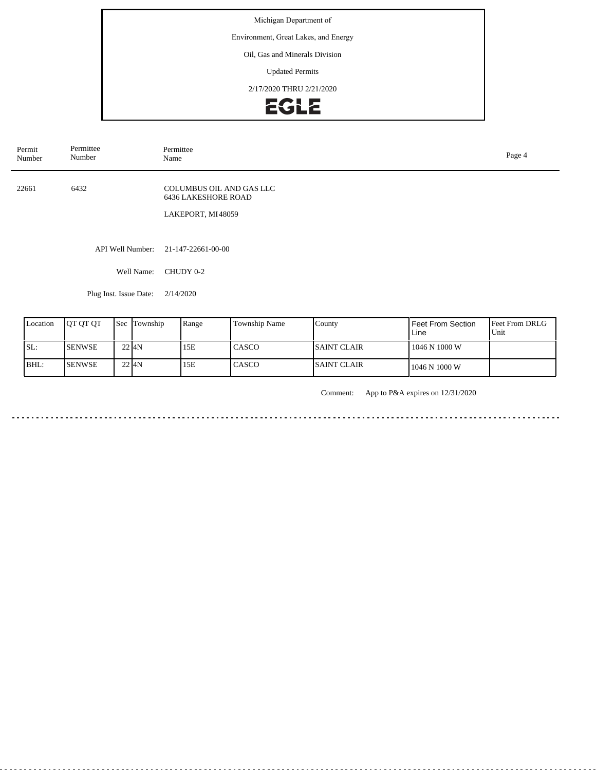Michigan Department of

Environment, Great Lakes, and Energy

Oil, Gas and Minerals Division

Updated Permits

2/17/2020 THRU 2/21/2020

EGLE

| Permit Number | Permittee Number | Permittee Name |
|---|---|---|
| 22661 | 6432 | COLUMBUS OIL AND GAS LLC<br>6436 LAKESHORE ROAD<br>LAKEPORT, MI 48059 |

API Well Number: 21-147-22661-00-00

Well Name: CHUDY 0-2

Plug Inst. Issue Date: 2/14/2020

| Location | QT QT QT | Sec | Township | Range | Township Name | County | Feet From Section Line | Feet From DRLG Unit |
|---|---|---|---|---|---|---|---|---|
| SL: | SENWSE | 22 | 4N | 15E | CASCO | SAINT CLAIR | 1046 N 1000 W | |
| BHL: | SENWSE | 22 | 4N | 15E | CASCO | SAINT CLAIR | 1046 N 1000 W | |

Comment: App to P&A expires on 12/31/2020